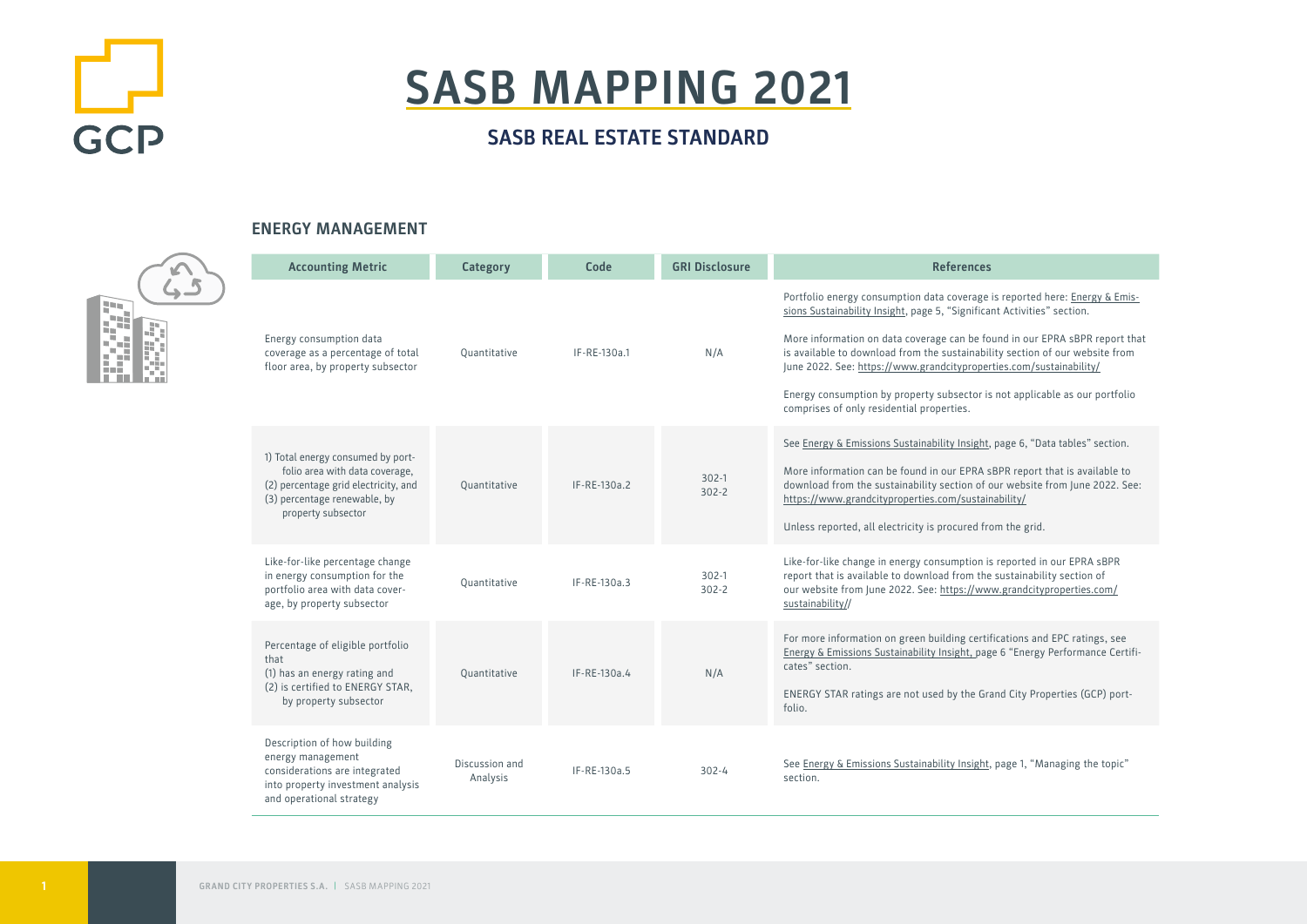# SASB MAPPING 2021

## SASB REAL ESTATE STANDARD

### ENERGY MANAGEMENT

| Accounting Metric | Category | Code | GRI Disclosure | References |
|---|---|---|---|---|
| Energy consumption data coverage as a percentage of total floor area, by property subsector | Quantitative | IF-RE-130a.1 | N/A | Portfolio energy consumption data coverage is reported here: Energy & Emissions Sustainability Insight, page 5, "Significant Activities" section.<br><br>More information on data coverage can be found in our EPRA sBPR report that is available to download from the sustainability section of our website from June 2022. See: https://www.grandcityproperties.com/sustainability/<br><br>Energy consumption by property subsector is not applicable as our portfolio comprises of only residential properties. |
| 1) Total energy consumed by portfolio area with data coverage, (2) percentage grid electricity, and (3) percentage renewable, by property subsector | Quantitative | IF-RE-130a.2 | 302-1<br>302-2 | See Energy & Emissions Sustainability Insight, page 6, "Data tables" section.<br><br>More information can be found in our EPRA sBPR report that is available to download from the sustainability section of our website from June 2022. See: https://www.grandcityproperties.com/sustainability/<br><br>Unless reported, all electricity is procured from the grid. |
| Like-for-like percentage change in energy consumption for the portfolio area with data coverage, by property subsector | Quantitative | IF-RE-130a.3 | 302-1<br>302-2 | Like-for-like change in energy consumption is reported in our EPRA sBPR report that is available to download from the sustainability section of our website from June 2022. See: https://www.grandcityproperties.com/sustainability// |
| Percentage of eligible portfolio that (1) has an energy rating and (2) is certified to ENERGY STAR, by property subsector | Quantitative | IF-RE-130a.4 | N/A | For more information on green building certifications and EPC ratings, see Energy & Emissions Sustainability Insight, page 6 "Energy Performance Certificates" section.<br><br>ENERGY STAR ratings are not used by the Grand City Properties (GCP) portfolio. |
| Description of how building energy management considerations are integrated into property investment analysis and operational strategy | Discussion and Analysis | IF-RE-130a.5 | 302-4 | See Energy & Emissions Sustainability Insight, page 1, "Managing the topic" section. |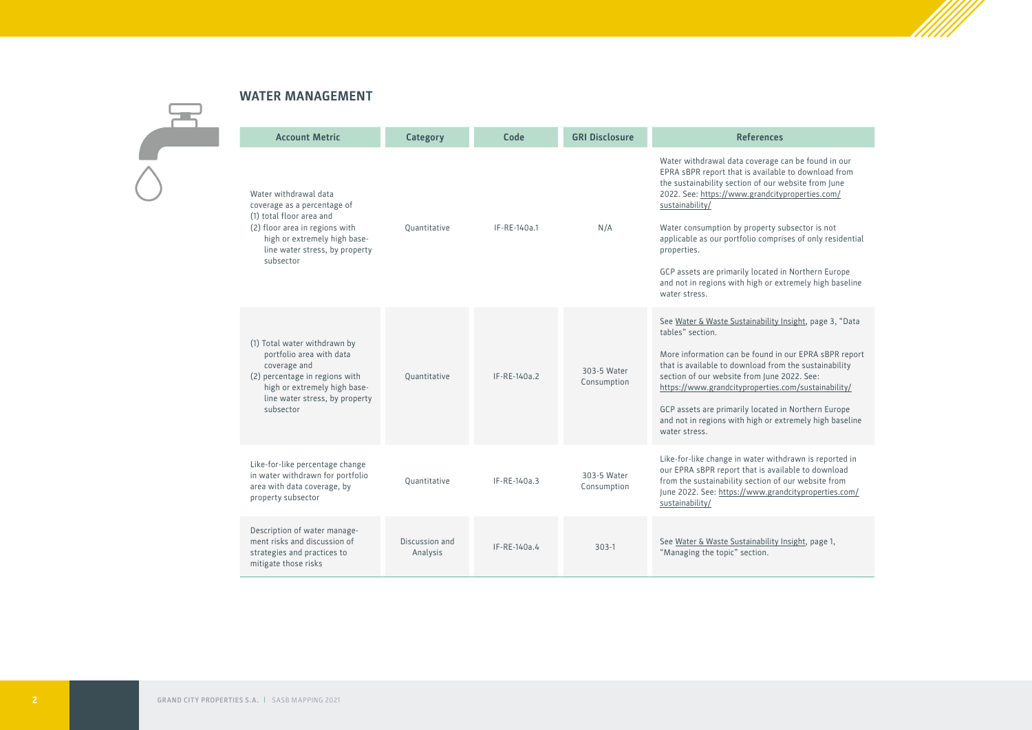## WATER MANAGEMENT

| Account Metric | Category | Code | GRI Disclosure | References |
|---|---|---|---|---|
| Water withdrawal data coverage as a percentage of (1) total floor area and (2) floor area in regions with high or extremely high base-line water stress, by property subsector | Quantitative | IF-RE-140a.1 | N/A | Water withdrawal data coverage can be found in our EPRA sBPR report that is available to download from the sustainability section of our website from June 2022. See: https://www.grandcityproperties.com/sustainability/<br><br>Water consumption by property subsector is not applicable as our portfolio comprises of only residential properties.<br><br>GCP assets are primarily located in Northern Europe and not in regions with high or extremely high baseline water stress. |
| (1) Total water withdrawn by portfolio area with data coverage and (2) percentage in regions with high or extremely high base-line water stress, by property subsector | Quantitative | IF-RE-140a.2 | 303-5 Water Consumption | See Water & Waste Sustainability Insight, page 3, "Data tables" section.<br><br>More information can be found in our EPRA sBPR report that is available to download from the sustainability section of our website from June 2022. See: https://www.grandcityproperties.com/sustainability/<br><br>GCP assets are primarily located in Northern Europe and not in regions with high or extremely high baseline water stress. |
| Like-for-like percentage change in water withdrawn for portfolio area with data coverage, by property subsector | Quantitative | IF-RE-140a.3 | 303-5 Water Consumption | Like-for-like change in water withdrawn is reported in our EPRA sBPR report that is available to download from the sustainability section of our website from June 2022. See: https://www.grandcityproperties.com/sustainability/ |
| Description of water manage-ment risks and discussion of strategies and practices to mitigate those risks | Discussion and Analysis | IF-RE-140a.4 | 303-1 | See Water & Waste Sustainability Insight, page 1, "Managing the topic" section. |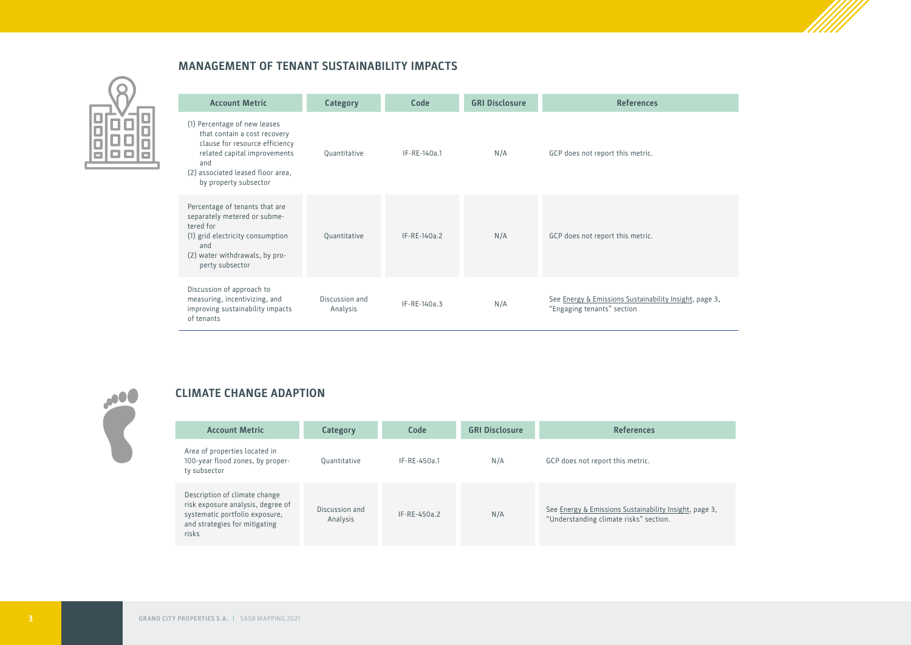## MANAGEMENT OF TENANT SUSTAINABILITY IMPACTS

| Account Metric | Category | Code | GRI Disclosure | References |
|---|---|---|---|---|
| (1) Percentage of new leases that contain a cost recovery clause for resource efficiency related capital improvements and (2) associated leased floor area, by property subsector | Quantitative | IF-RE-140a.1 | N/A | GCP does not report this metric. |
| Percentage of tenants that are separately metered or submetered for (1) grid electricity consumption and (2) water withdrawals, by property subsector | Quantitative | IF-RE-140a.2 | N/A | GCP does not report this metric. |
| Discussion of approach to measuring, incentivizing, and improving sustainability impacts of tenants | Discussion and Analysis | IF-RE-140a.3 | N/A | See Energy & Emissions Sustainability Insight, page 3, "Engaging tenants" section |

## CLIMATE CHANGE ADAPTION

| Account Metric | Category | Code | GRI Disclosure | References |
|---|---|---|---|---|
| Area of properties located in 100-year flood zones, by property subsector | Quantitative | IF-RE-450a.1 | N/A | GCP does not report this metric. |
| Description of climate change risk exposure analysis, degree of systematic portfolio exposure, and strategies for mitigating risks | Discussion and Analysis | IF-RE-450a.2 | N/A | See Energy & Emissions Sustainability Insight, page 3, "Understanding climate risks" section. |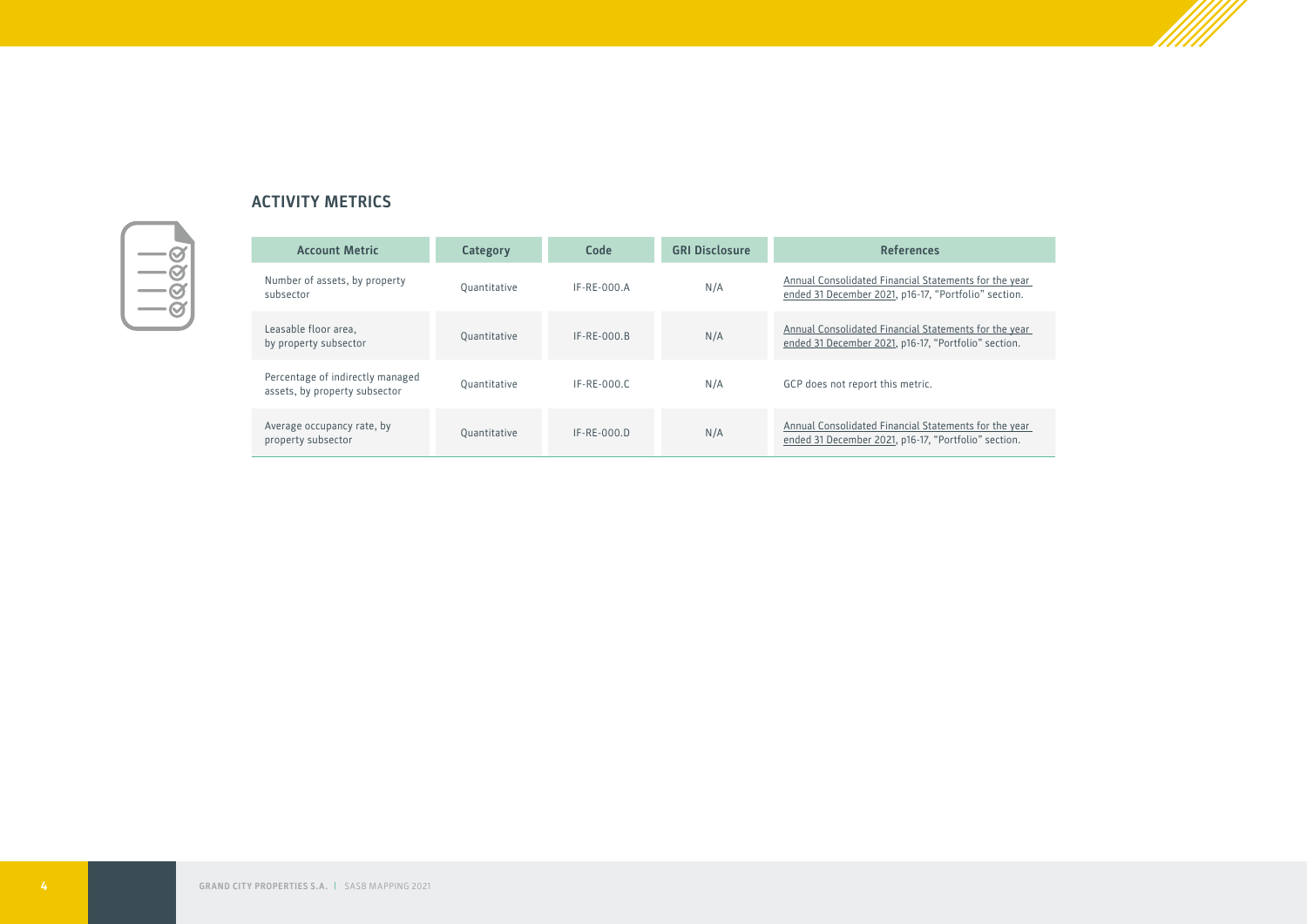## ACTIVITY METRICS

| Account Metric | Category | Code | GRI Disclosure | References |
| --- | --- | --- | --- | --- |
| Number of assets, by property subsector | Quantitative | IF-RE-000.A | N/A | Annual Consolidated Financial Statements for the year ended 31 December 2021, p16-17, "Portfolio" section. |
| Leasable floor area, by property subsector | Quantitative | IF-RE-000.B | N/A | Annual Consolidated Financial Statements for the year ended 31 December 2021, p16-17, "Portfolio" section. |
| Percentage of indirectly managed assets, by property subsector | Quantitative | IF-RE-000.C | N/A | GCP does not report this metric. |
| Average occupancy rate, by property subsector | Quantitative | IF-RE-000.D | N/A | Annual Consolidated Financial Statements for the year ended 31 December 2021, p16-17, "Portfolio" section. |